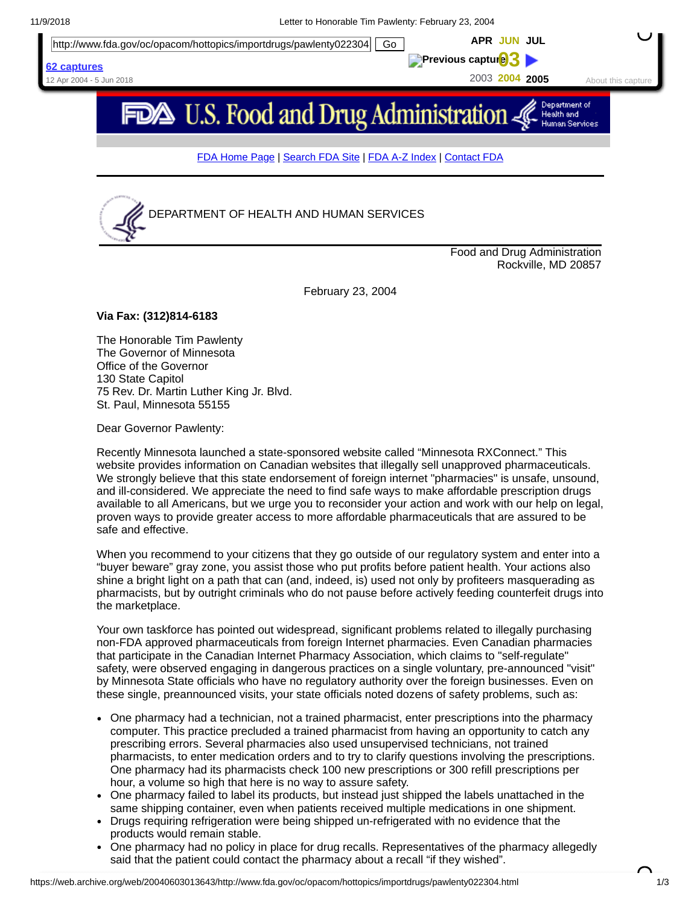FDA Home Page | Search FDA Site | FDA A-Z Index | Contact FDA

DEPARTMENT OF HEALTH AND HUMAN SERVICES

Food and Drug Administration
Rockville, MD 20857

February 23, 2004

**Via Fax: (312)814-6183**

The Honorable Tim Pawlenty
The Governor of Minnesota
Office of the Governor
130 State Capitol
75 Rev. Dr. Martin Luther King Jr. Blvd.
St. Paul, Minnesota 55155

Dear Governor Pawlenty:

Recently Minnesota launched a state-sponsored website called "Minnesota RXConnect." This website provides information on Canadian websites that illegally sell unapproved pharmaceuticals. We strongly believe that this state endorsement of foreign internet "pharmacies" is unsafe, unsound, and ill-considered. We appreciate the need to find safe ways to make affordable prescription drugs available to all Americans, but we urge you to reconsider your action and work with our help on legal, proven ways to provide greater access to more affordable pharmaceuticals that are assured to be safe and effective.

When you recommend to your citizens that they go outside of our regulatory system and enter into a "buyer beware" gray zone, you assist those who put profits before patient health. Your actions also shine a bright light on a path that can (and, indeed, is) used not only by profiteers masquerading as pharmacists, but by outright criminals who do not pause before actively feeding counterfeit drugs into the marketplace.

Your own taskforce has pointed out widespread, significant problems related to illegally purchasing non-FDA approved pharmaceuticals from foreign Internet pharmacies. Even Canadian pharmacies that participate in the Canadian Internet Pharmacy Association, which claims to "self-regulate" safety, were observed engaging in dangerous practices on a single voluntary, pre-announced "visit" by Minnesota State officials who have no regulatory authority over the foreign businesses. Even on these single, preannounced visits, your state officials noted dozens of safety problems, such as:

- One pharmacy had a technician, not a trained pharmacist, enter prescriptions into the pharmacy computer. This practice precluded a trained pharmacist from having an opportunity to catch any prescribing errors. Several pharmacies also used unsupervised technicians, not trained pharmacists, to enter medication orders and to try to clarify questions involving the prescriptions. One pharmacy had its pharmacists check 100 new prescriptions or 300 refill prescriptions per hour, a volume so high that here is no way to assure safety.
- One pharmacy failed to label its products, but instead just shipped the labels unattached in the same shipping container, even when patients received multiple medications in one shipment.
- Drugs requiring refrigeration were being shipped un-refrigerated with no evidence that the products would remain stable.
- One pharmacy had no policy in place for drug recalls. Representatives of the pharmacy allegedly said that the patient could contact the pharmacy about a recall "if they wished".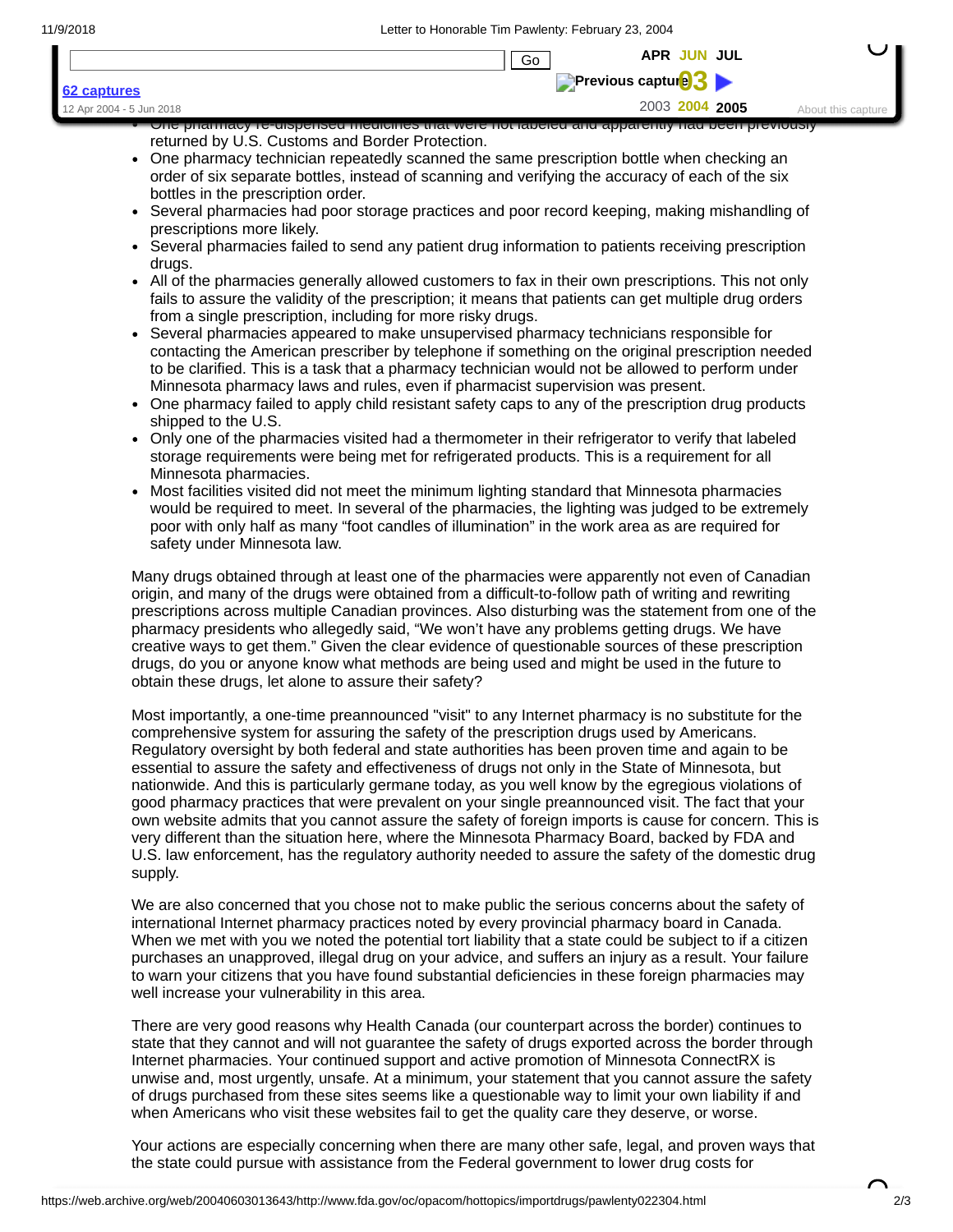- One pharmacy re-dispensed medicines that were not labeled and apparently had been previously returned by U.S. Customs and Border Protection.
- One pharmacy technician repeatedly scanned the same prescription bottle when checking an order of six separate bottles, instead of scanning and verifying the accuracy of each of the six bottles in the prescription order.
- Several pharmacies had poor storage practices and poor record keeping, making mishandling of prescriptions more likely.
- Several pharmacies failed to send any patient drug information to patients receiving prescription drugs.
- All of the pharmacies generally allowed customers to fax in their own prescriptions. This not only fails to assure the validity of the prescription; it means that patients can get multiple drug orders from a single prescription, including for more risky drugs.
- Several pharmacies appeared to make unsupervised pharmacy technicians responsible for contacting the American prescriber by telephone if something on the original prescription needed to be clarified. This is a task that a pharmacy technician would not be allowed to perform under Minnesota pharmacy laws and rules, even if pharmacist supervision was present.
- One pharmacy failed to apply child resistant safety caps to any of the prescription drug products shipped to the U.S.
- Only one of the pharmacies visited had a thermometer in their refrigerator to verify that labeled storage requirements were being met for refrigerated products. This is a requirement for all Minnesota pharmacies.
- Most facilities visited did not meet the minimum lighting standard that Minnesota pharmacies would be required to meet. In several of the pharmacies, the lighting was judged to be extremely poor with only half as many "foot candles of illumination" in the work area as are required for safety under Minnesota law.

Many drugs obtained through at least one of the pharmacies were apparently not even of Canadian origin, and many of the drugs were obtained from a difficult-to-follow path of writing and rewriting prescriptions across multiple Canadian provinces. Also disturbing was the statement from one of the pharmacy presidents who allegedly said, "We won't have any problems getting drugs. We have creative ways to get them." Given the clear evidence of questionable sources of these prescription drugs, do you or anyone know what methods are being used and might be used in the future to obtain these drugs, let alone to assure their safety?

Most importantly, a one-time preannounced "visit" to any Internet pharmacy is no substitute for the comprehensive system for assuring the safety of the prescription drugs used by Americans. Regulatory oversight by both federal and state authorities has been proven time and again to be essential to assure the safety and effectiveness of drugs not only in the State of Minnesota, but nationwide. And this is particularly germane today, as you well know by the egregious violations of good pharmacy practices that were prevalent on your single preannounced visit. The fact that your own website admits that you cannot assure the safety of foreign imports is cause for concern. This is very different than the situation here, where the Minnesota Pharmacy Board, backed by FDA and U.S. law enforcement, has the regulatory authority needed to assure the safety of the domestic drug supply.

We are also concerned that you chose not to make public the serious concerns about the safety of international Internet pharmacy practices noted by every provincial pharmacy board in Canada. When we met with you we noted the potential tort liability that a state could be subject to if a citizen purchases an unapproved, illegal drug on your advice, and suffers an injury as a result. Your failure to warn your citizens that you have found substantial deficiencies in these foreign pharmacies may well increase your vulnerability in this area.

There are very good reasons why Health Canada (our counterpart across the border) continues to state that they cannot and will not guarantee the safety of drugs exported across the border through Internet pharmacies. Your continued support and active promotion of Minnesota ConnectRX is unwise and, most urgently, unsafe. At a minimum, your statement that you cannot assure the safety of drugs purchased from these sites seems like a questionable way to limit your own liability if and when Americans who visit these websites fail to get the quality care they deserve, or worse.

Your actions are especially concerning when there are many other safe, legal, and proven ways that the state could pursue with assistance from the Federal government to lower drug costs for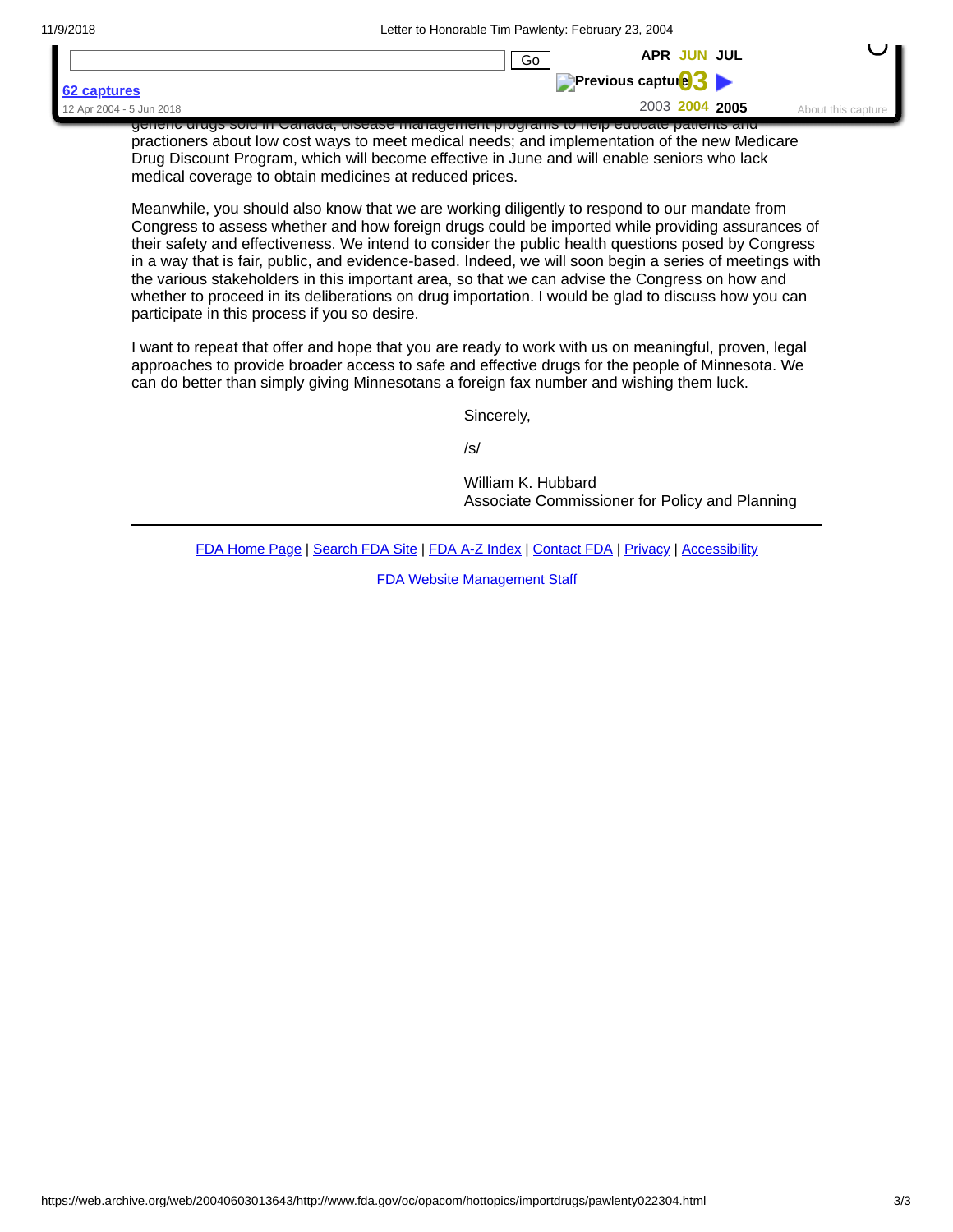generic drugs sold in Canada, disease management programs to help educate patients and practioners about low cost ways to meet medical needs; and implementation of the new Medicare Drug Discount Program, which will become effective in June and will enable seniors who lack medical coverage to obtain medicines at reduced prices.

Meanwhile, you should also know that we are working diligently to respond to our mandate from Congress to assess whether and how foreign drugs could be imported while providing assurances of their safety and effectiveness. We intend to consider the public health questions posed by Congress in a way that is fair, public, and evidence-based. Indeed, we will soon begin a series of meetings with the various stakeholders in this important area, so that we can advise the Congress on how and whether to proceed in its deliberations on drug importation. I would be glad to discuss how you can participate in this process if you so desire.

I want to repeat that offer and hope that you are ready to work with us on meaningful, proven, legal approaches to provide broader access to safe and effective drugs for the people of Minnesota. We can do better than simply giving Minnesotans a foreign fax number and wishing them luck.

Sincerely,

/s/

William K. Hubbard
Associate Commissioner for Policy and Planning

---

FDA Home Page | Search FDA Site | FDA A-Z Index | Contact FDA | Privacy | Accessibility

FDA Website Management Staff